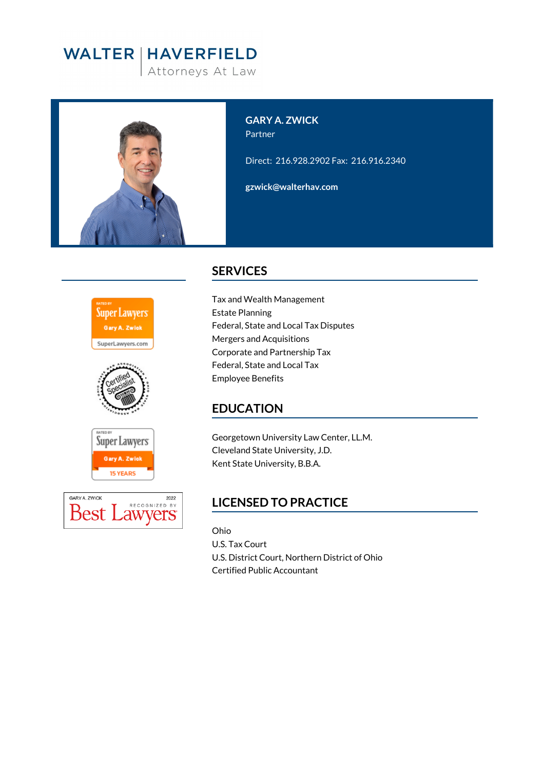WALTER | HAVERFIELD
Attorneys At Law

## GARY A. ZWICK

Partner

Direct: 216.928.2902 Fax: 216.916.2340

**gzwick@walterhav.com**

## SERVICES

Tax and Wealth Management
Estate Planning
Federal, State and Local Tax Disputes
Mergers and Acquisitions
Corporate and Partnership Tax
Federal, State and Local Tax
Employee Benefits

## EDUCATION

Georgetown University Law Center, LL.M.
Cleveland State University, J.D.
Kent State University, B.B.A.

## LICENSED TO PRACTICE

Ohio
U.S. Tax Court
U.S. District Court, Northern District of Ohio
Certified Public Accountant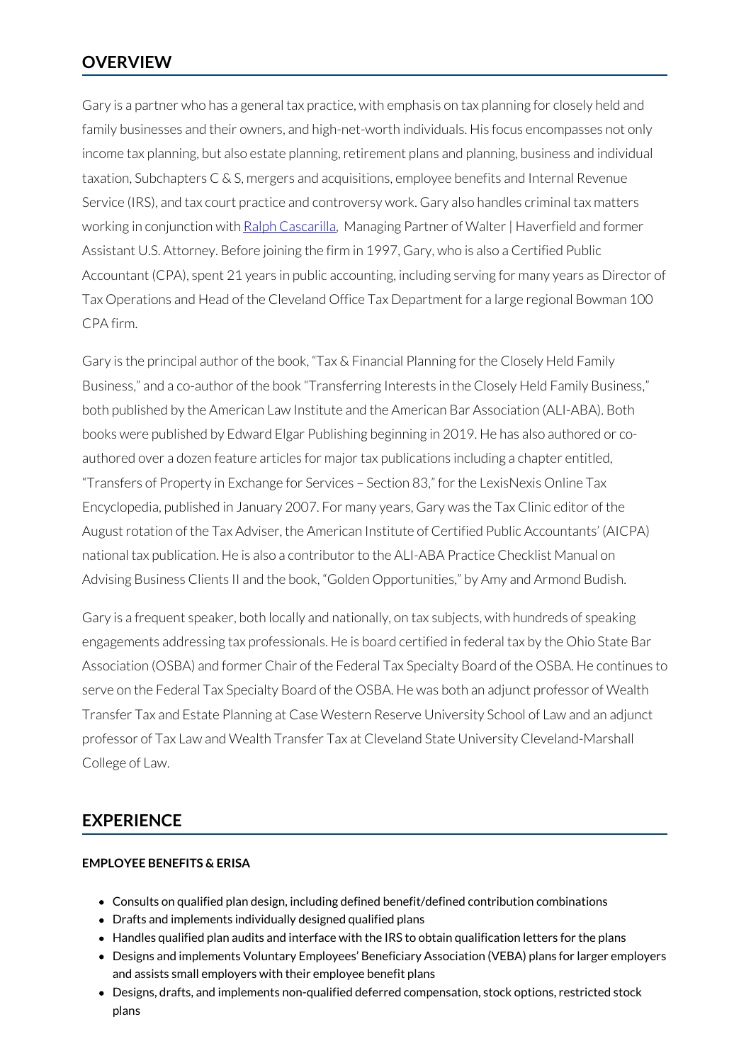## OVERVIEW

Gary is a partner who has a general tax practice, with emphasis on tax planning for closely held and family businesses and their owners, and high-net-worth individuals. His focus encompasses not only income tax planning, but also estate planning, retirement plans and planning, business and individual taxation, Subchapters C & S, mergers and acquisitions, employee benefits and Internal Revenue Service (IRS), and tax court practice and controversy work. Gary also handles criminal tax matters working in conjunction with Ralph Cascarilla, Managing Partner of Walter | Haverfield and former Assistant U.S. Attorney. Before joining the firm in 1997, Gary, who is also a Certified Public Accountant (CPA), spent 21 years in public accounting, including serving for many years as Director of Tax Operations and Head of the Cleveland Office Tax Department for a large regional Bowman 100 CPA firm.

Gary is the principal author of the book, "Tax & Financial Planning for the Closely Held Family Business," and a co-author of the book "Transferring Interests in the Closely Held Family Business," both published by the American Law Institute and the American Bar Association (ALI-ABA). Both books were published by Edward Elgar Publishing beginning in 2019. He has also authored or co-authored over a dozen feature articles for major tax publications including a chapter entitled, "Transfers of Property in Exchange for Services – Section 83," for the LexisNexis Online Tax Encyclopedia, published in January 2007. For many years, Gary was the Tax Clinic editor of the August rotation of the Tax Adviser, the American Institute of Certified Public Accountants' (AICPA) national tax publication. He is also a contributor to the ALI-ABA Practice Checklist Manual on Advising Business Clients II and the book, "Golden Opportunities," by Amy and Armond Budish.

Gary is a frequent speaker, both locally and nationally, on tax subjects, with hundreds of speaking engagements addressing tax professionals. He is board certified in federal tax by the Ohio State Bar Association (OSBA) and former Chair of the Federal Tax Specialty Board of the OSBA. He continues to serve on the Federal Tax Specialty Board of the OSBA. He was both an adjunct professor of Wealth Transfer Tax and Estate Planning at Case Western Reserve University School of Law and an adjunct professor of Tax Law and Wealth Transfer Tax at Cleveland State University Cleveland-Marshall College of Law.

## EXPERIENCE

#### EMPLOYEE BENEFITS & ERISA

- Consults on qualified plan design, including defined benefit/defined contribution combinations
- Drafts and implements individually designed qualified plans
- Handles qualified plan audits and interface with the IRS to obtain qualification letters for the plans
- Designs and implements Voluntary Employees' Beneficiary Association (VEBA) plans for larger employers and assists small employers with their employee benefit plans
- Designs, drafts, and implements non-qualified deferred compensation, stock options, restricted stock plans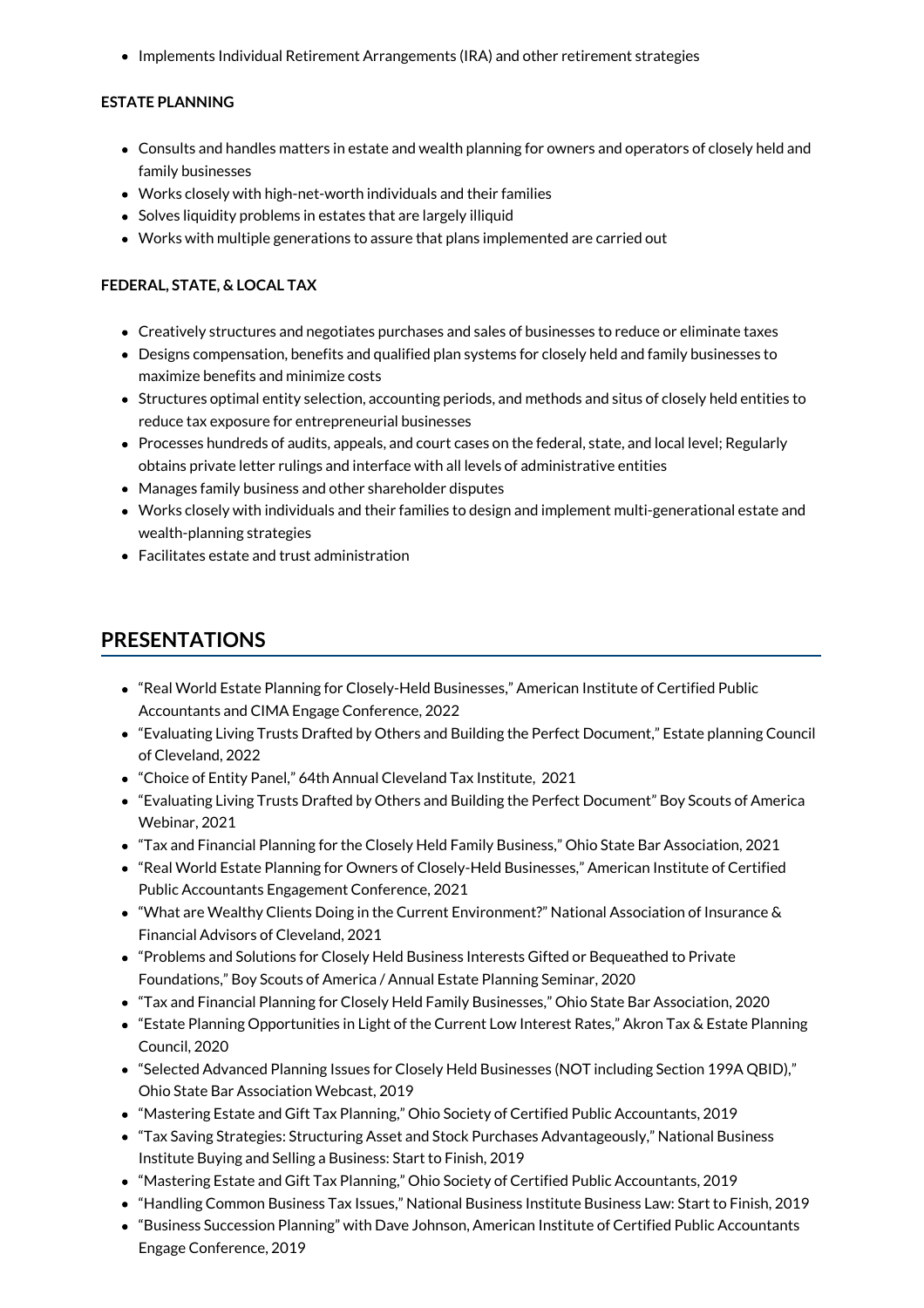- Implements Individual Retirement Arrangements (IRA) and other retirement strategies

**ESTATE PLANNING**

- Consults and handles matters in estate and wealth planning for owners and operators of closely held and family businesses
- Works closely with high-net-worth individuals and their families
- Solves liquidity problems in estates that are largely illiquid
- Works with multiple generations to assure that plans implemented are carried out

**FEDERAL, STATE, & LOCAL TAX**

- Creatively structures and negotiates purchases and sales of businesses to reduce or eliminate taxes
- Designs compensation, benefits and qualified plan systems for closely held and family businesses to maximize benefits and minimize costs
- Structures optimal entity selection, accounting periods, and methods and situs of closely held entities to reduce tax exposure for entrepreneurial businesses
- Processes hundreds of audits, appeals, and court cases on the federal, state, and local level; Regularly obtains private letter rulings and interface with all levels of administrative entities
- Manages family business and other shareholder disputes
- Works closely with individuals and their families to design and implement multi-generational estate and wealth-planning strategies
- Facilitates estate and trust administration

## PRESENTATIONS

- "Real World Estate Planning for Closely-Held Businesses," American Institute of Certified Public Accountants and CIMA Engage Conference, 2022
- "Evaluating Living Trusts Drafted by Others and Building the Perfect Document," Estate planning Council of Cleveland, 2022
- "Choice of Entity Panel," 64th Annual Cleveland Tax Institute, 2021
- "Evaluating Living Trusts Drafted by Others and Building the Perfect Document" Boy Scouts of America Webinar, 2021
- "Tax and Financial Planning for the Closely Held Family Business," Ohio State Bar Association, 2021
- "Real World Estate Planning for Owners of Closely-Held Businesses," American Institute of Certified Public Accountants Engagement Conference, 2021
- "What are Wealthy Clients Doing in the Current Environment?" National Association of Insurance & Financial Advisors of Cleveland, 2021
- "Problems and Solutions for Closely Held Business Interests Gifted or Bequeathed to Private Foundations," Boy Scouts of America / Annual Estate Planning Seminar, 2020
- "Tax and Financial Planning for Closely Held Family Businesses," Ohio State Bar Association, 2020
- "Estate Planning Opportunities in Light of the Current Low Interest Rates," Akron Tax & Estate Planning Council, 2020
- "Selected Advanced Planning Issues for Closely Held Businesses (NOT including Section 199A QBID)," Ohio State Bar Association Webcast, 2019
- "Mastering Estate and Gift Tax Planning," Ohio Society of Certified Public Accountants, 2019
- "Tax Saving Strategies: Structuring Asset and Stock Purchases Advantageously," National Business Institute Buying and Selling a Business: Start to Finish, 2019
- "Mastering Estate and Gift Tax Planning," Ohio Society of Certified Public Accountants, 2019
- "Handling Common Business Tax Issues," National Business Institute Business Law: Start to Finish, 2019
- "Business Succession Planning" with Dave Johnson, American Institute of Certified Public Accountants Engage Conference, 2019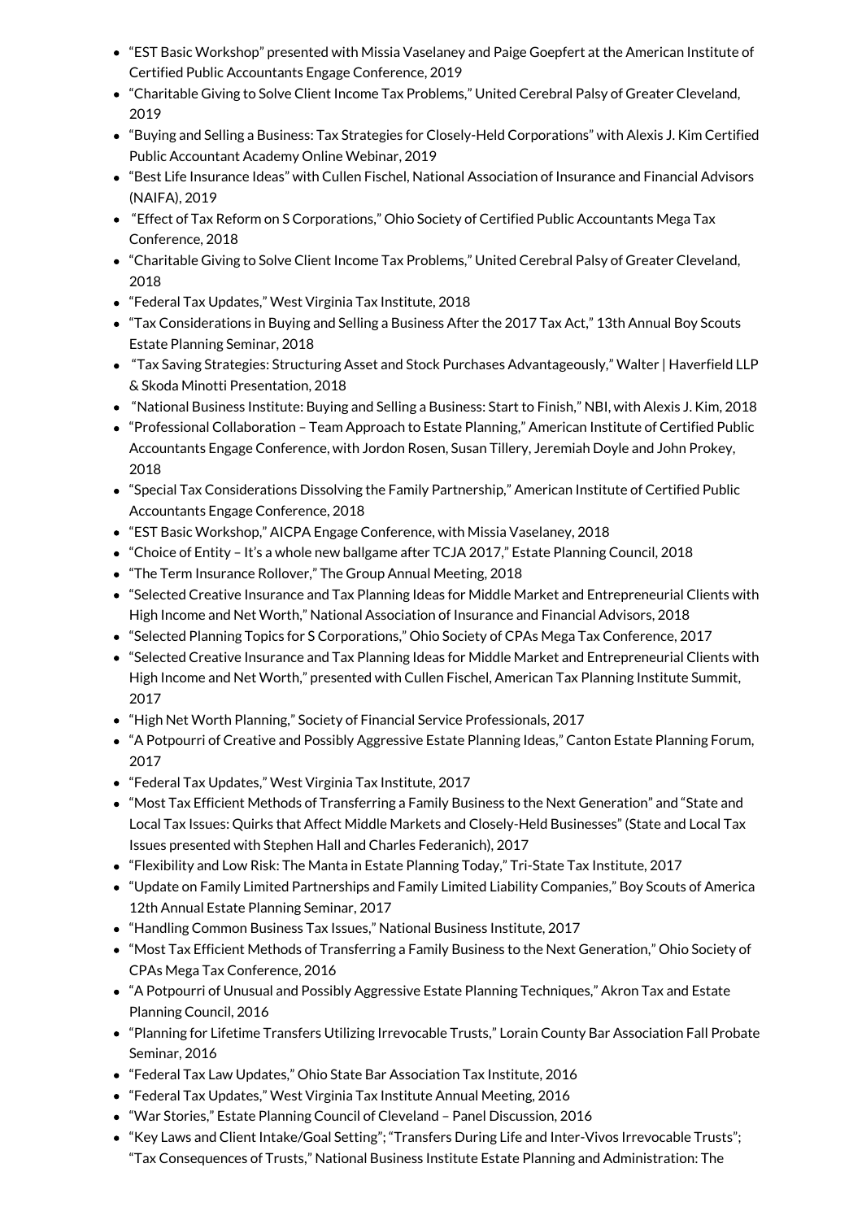- "EST Basic Workshop" presented with Missia Vaselaney and Paige Goepfert at the American Institute of Certified Public Accountants Engage Conference, 2019
- "Charitable Giving to Solve Client Income Tax Problems," United Cerebral Palsy of Greater Cleveland, 2019
- "Buying and Selling a Business: Tax Strategies for Closely-Held Corporations" with Alexis J. Kim Certified Public Accountant Academy Online Webinar, 2019
- "Best Life Insurance Ideas" with Cullen Fischel, National Association of Insurance and Financial Advisors (NAIFA), 2019
- "Effect of Tax Reform on S Corporations," Ohio Society of Certified Public Accountants Mega Tax Conference, 2018
- "Charitable Giving to Solve Client Income Tax Problems," United Cerebral Palsy of Greater Cleveland, 2018
- "Federal Tax Updates," West Virginia Tax Institute, 2018
- "Tax Considerations in Buying and Selling a Business After the 2017 Tax Act," 13th Annual Boy Scouts Estate Planning Seminar, 2018
- "Tax Saving Strategies: Structuring Asset and Stock Purchases Advantageously," Walter | Haverfield LLP & Skoda Minotti Presentation, 2018
- "National Business Institute: Buying and Selling a Business: Start to Finish," NBI, with Alexis J. Kim, 2018
- "Professional Collaboration – Team Approach to Estate Planning," American Institute of Certified Public Accountants Engage Conference, with Jordon Rosen, Susan Tillery, Jeremiah Doyle and John Prokey, 2018
- "Special Tax Considerations Dissolving the Family Partnership," American Institute of Certified Public Accountants Engage Conference, 2018
- "EST Basic Workshop," AICPA Engage Conference, with Missia Vaselaney, 2018
- "Choice of Entity – It's a whole new ballgame after TCJA 2017," Estate Planning Council, 2018
- "The Term Insurance Rollover," The Group Annual Meeting, 2018
- "Selected Creative Insurance and Tax Planning Ideas for Middle Market and Entrepreneurial Clients with High Income and Net Worth," National Association of Insurance and Financial Advisors, 2018
- "Selected Planning Topics for S Corporations," Ohio Society of CPAs Mega Tax Conference, 2017
- "Selected Creative Insurance and Tax Planning Ideas for Middle Market and Entrepreneurial Clients with High Income and Net Worth," presented with Cullen Fischel, American Tax Planning Institute Summit, 2017
- "High Net Worth Planning," Society of Financial Service Professionals, 2017
- "A Potpourri of Creative and Possibly Aggressive Estate Planning Ideas," Canton Estate Planning Forum, 2017
- "Federal Tax Updates," West Virginia Tax Institute, 2017
- "Most Tax Efficient Methods of Transferring a Family Business to the Next Generation" and "State and Local Tax Issues: Quirks that Affect Middle Markets and Closely-Held Businesses" (State and Local Tax Issues presented with Stephen Hall and Charles Federanich), 2017
- "Flexibility and Low Risk: The Manta in Estate Planning Today," Tri-State Tax Institute, 2017
- "Update on Family Limited Partnerships and Family Limited Liability Companies," Boy Scouts of America 12th Annual Estate Planning Seminar, 2017
- "Handling Common Business Tax Issues," National Business Institute, 2017
- "Most Tax Efficient Methods of Transferring a Family Business to the Next Generation," Ohio Society of CPAs Mega Tax Conference, 2016
- "A Potpourri of Unusual and Possibly Aggressive Estate Planning Techniques," Akron Tax and Estate Planning Council, 2016
- "Planning for Lifetime Transfers Utilizing Irrevocable Trusts," Lorain County Bar Association Fall Probate Seminar, 2016
- "Federal Tax Law Updates," Ohio State Bar Association Tax Institute, 2016
- "Federal Tax Updates," West Virginia Tax Institute Annual Meeting, 2016
- "War Stories," Estate Planning Council of Cleveland – Panel Discussion, 2016
- "Key Laws and Client Intake/Goal Setting"; "Transfers During Life and Inter-Vivos Irrevocable Trusts"; "Tax Consequences of Trusts," National Business Institute Estate Planning and Administration: The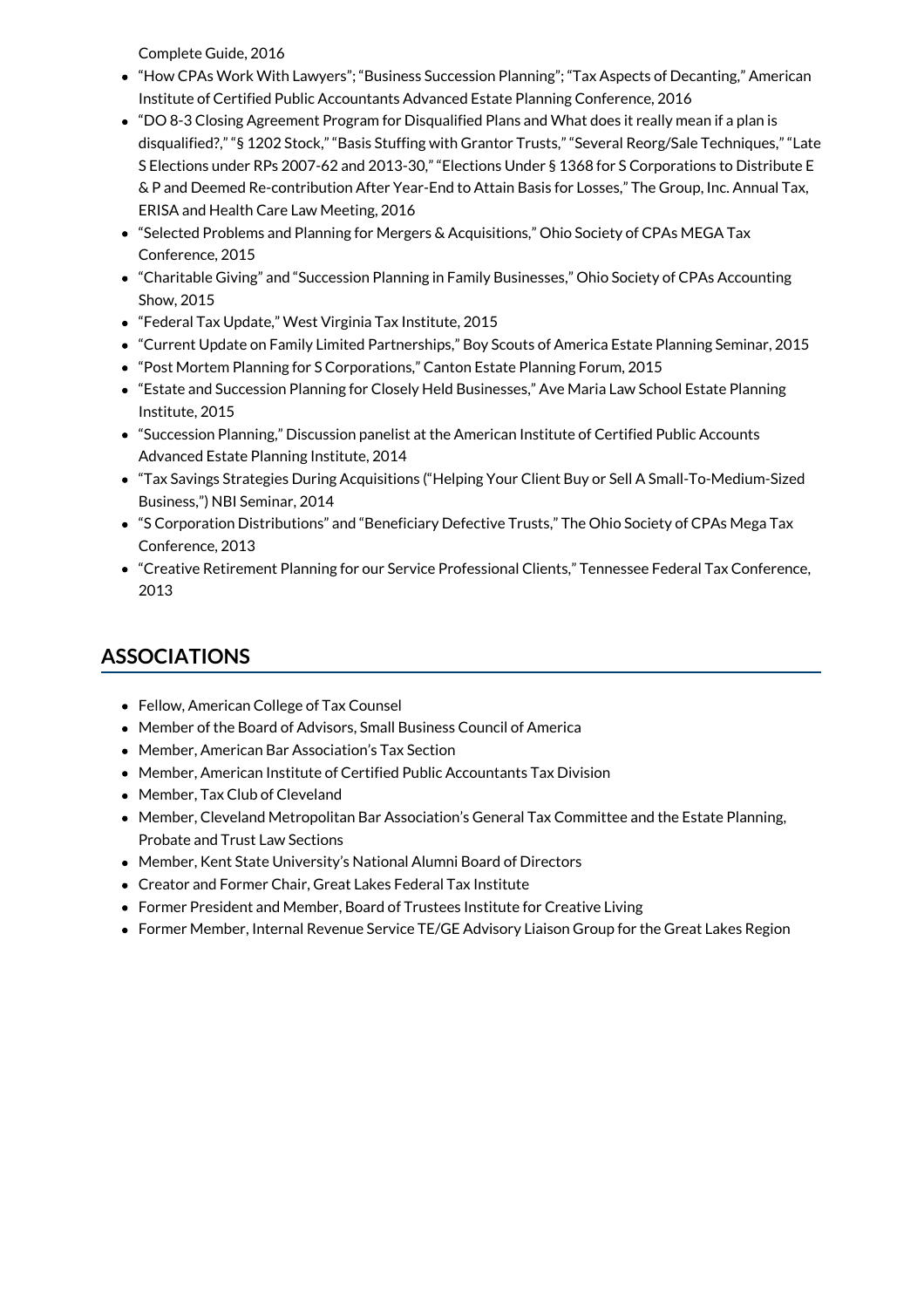Complete Guide, 2016

- "How CPAs Work With Lawyers"; "Business Succession Planning"; "Tax Aspects of Decanting," American Institute of Certified Public Accountants Advanced Estate Planning Conference, 2016
- "DO 8-3 Closing Agreement Program for Disqualified Plans and What does it really mean if a plan is disqualified?," "§ 1202 Stock," "Basis Stuffing with Grantor Trusts," "Several Reorg/Sale Techniques," "Late S Elections under RPs 2007-62 and 2013-30," "Elections Under § 1368 for S Corporations to Distribute E & P and Deemed Re-contribution After Year-End to Attain Basis for Losses," The Group, Inc. Annual Tax, ERISA and Health Care Law Meeting, 2016
- "Selected Problems and Planning for Mergers & Acquisitions," Ohio Society of CPAs MEGA Tax Conference, 2015
- "Charitable Giving" and "Succession Planning in Family Businesses," Ohio Society of CPAs Accounting Show, 2015
- "Federal Tax Update," West Virginia Tax Institute, 2015
- "Current Update on Family Limited Partnerships," Boy Scouts of America Estate Planning Seminar, 2015
- "Post Mortem Planning for S Corporations," Canton Estate Planning Forum, 2015
- "Estate and Succession Planning for Closely Held Businesses," Ave Maria Law School Estate Planning Institute, 2015
- "Succession Planning," Discussion panelist at the American Institute of Certified Public Accounts Advanced Estate Planning Institute, 2014
- "Tax Savings Strategies During Acquisitions ("Helping Your Client Buy or Sell A Small-To-Medium-Sized Business,") NBI Seminar, 2014
- "S Corporation Distributions" and "Beneficiary Defective Trusts," The Ohio Society of CPAs Mega Tax Conference, 2013
- "Creative Retirement Planning for our Service Professional Clients," Tennessee Federal Tax Conference, 2013

## ASSOCIATIONS

- Fellow, American College of Tax Counsel
- Member of the Board of Advisors, Small Business Council of America
- Member, American Bar Association's Tax Section
- Member, American Institute of Certified Public Accountants Tax Division
- Member, Tax Club of Cleveland
- Member, Cleveland Metropolitan Bar Association's General Tax Committee and the Estate Planning, Probate and Trust Law Sections
- Member, Kent State University's National Alumni Board of Directors
- Creator and Former Chair, Great Lakes Federal Tax Institute
- Former President and Member, Board of Trustees Institute for Creative Living
- Former Member, Internal Revenue Service TE/GE Advisory Liaison Group for the Great Lakes Region